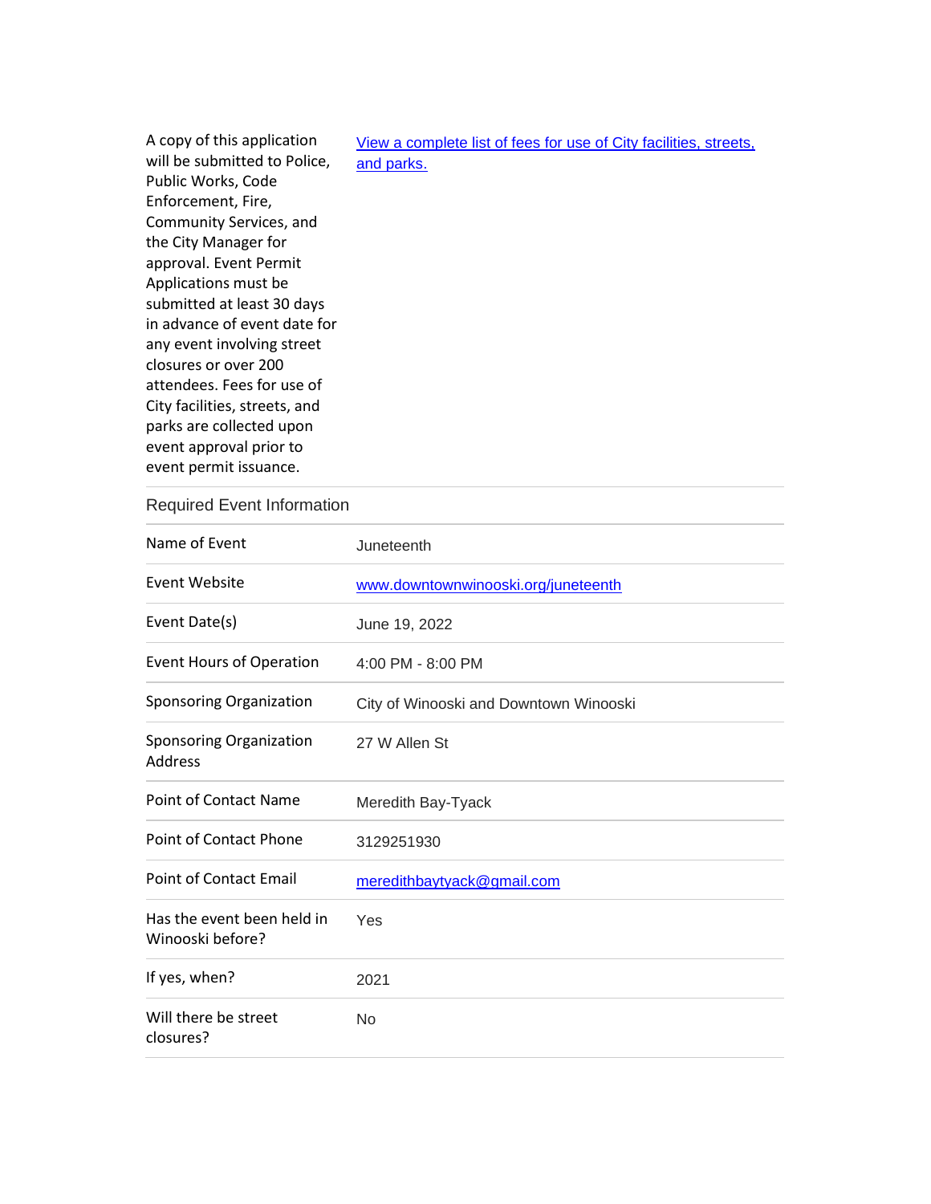| | |
|---|---|
| A copy of this application will be submitted to Police, Public Works, Code Enforcement, Fire, Community Services, and the City Manager for approval. Event Permit Applications must be submitted at least 30 days in advance of event date for any event involving street closures or over 200 attendees. Fees for use of City facilities, streets, and parks are collected upon event approval prior to event permit issuance. | [View a complete list of fees for use of City facilities, streets, and parks.]() |

## Required Event Information

| | |
|---|---|
| Name of Event | Juneteenth |
| Event Website | www.downtownwinooski.org/juneteenth |
| Event Date(s) | June 19, 2022 |
| Event Hours of Operation | 4:00 PM - 8:00 PM |
| Sponsoring Organization | City of Winooski and Downtown Winooski |
| Sponsoring Organization Address | 27 W Allen St |
| Point of Contact Name | Meredith Bay-Tyack |
| Point of Contact Phone | 3129251930 |
| Point of Contact Email | meredithbaytyack@gmail.com |
| Has the event been held in Winooski before? | Yes |
| If yes, when? | 2021 |
| Will there be street closures? | No |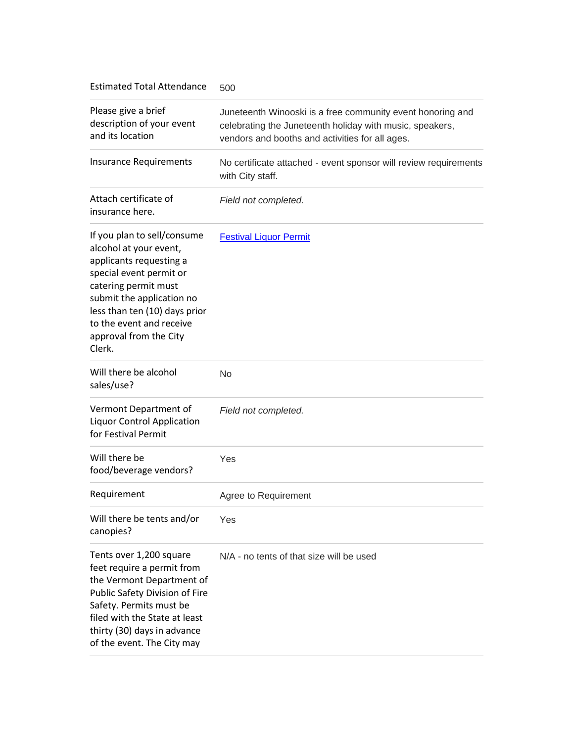| | |
|---|---|
| Estimated Total Attendance | 500 |
| Please give a brief description of your event and its location | Juneteenth Winooski is a free community event honoring and celebrating the Juneteenth holiday with music, speakers, vendors and booths and activities for all ages. |
| Insurance Requirements | No certificate attached - event sponsor will review requirements with City staff. |
| Attach certificate of insurance here. | *Field not completed.* |
| If you plan to sell/consume alcohol at your event, applicants requesting a special event permit or catering permit must submit the application no less than ten (10) days prior to the event and receive approval from the City Clerk. | [Festival Liquor Permit]() |
| Will there be alcohol sales/use? | No |
| Vermont Department of Liquor Control Application for Festival Permit | *Field not completed.* |
| Will there be food/beverage vendors? | Yes |
| Requirement | Agree to Requirement |
| Will there be tents and/or canopies? | Yes |
| Tents over 1,200 square feet require a permit from the Vermont Department of Public Safety Division of Fire Safety. Permits must be filed with the State at least thirty (30) days in advance of the event. The City may | N/A - no tents of that size will be used |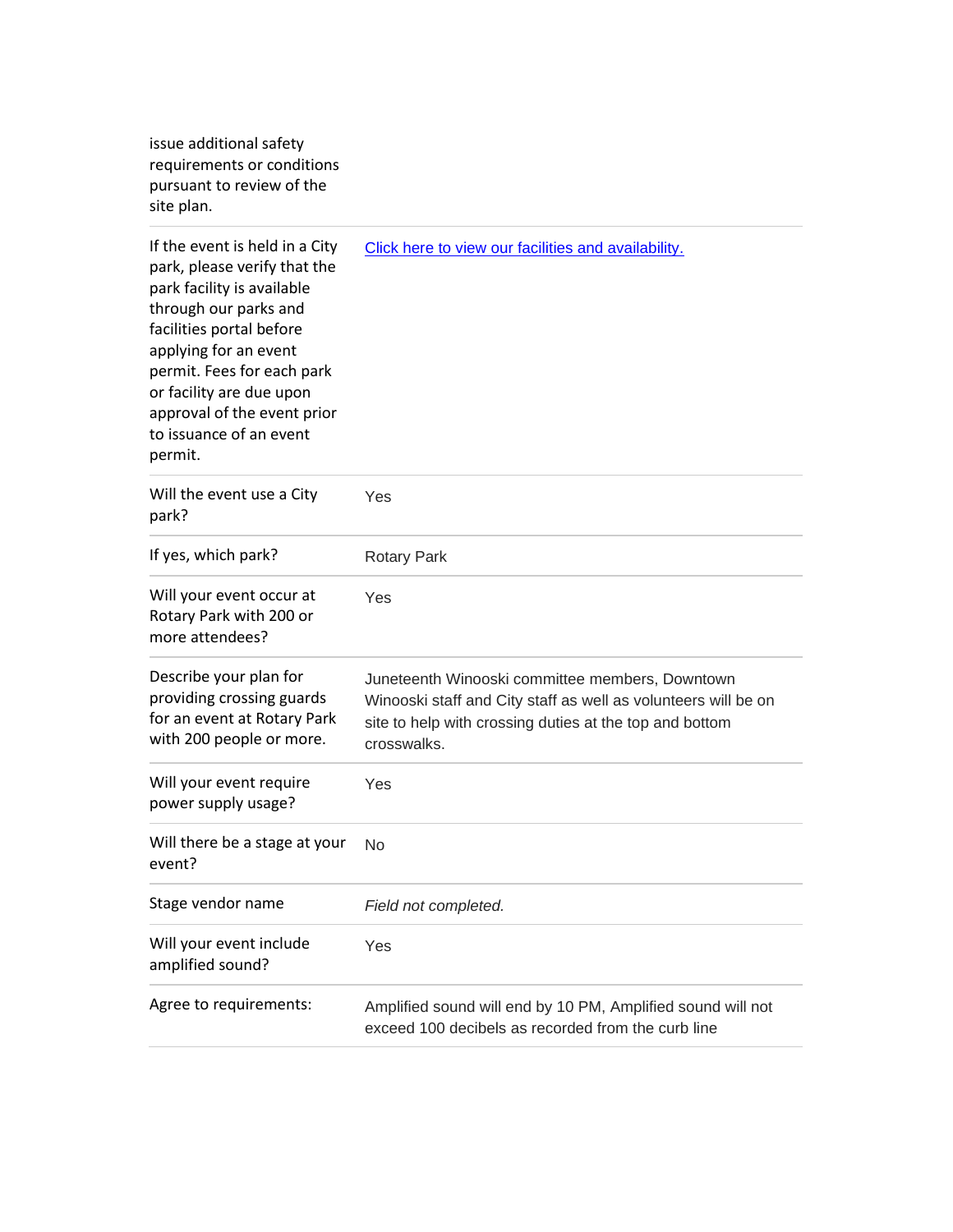| | |
|---|---|
| issue additional safety requirements or conditions pursuant to review of the site plan. | |
| If the event is held in a City park, please verify that the park facility is available through our parks and facilities portal before applying for an event permit. Fees for each park or facility are due upon approval of the event prior to issuance of an event permit. | Click here to view our facilities and availability. |
| Will the event use a City park? | Yes |
| If yes, which park? | Rotary Park |
| Will your event occur at Rotary Park with 200 or more attendees? | Yes |
| Describe your plan for providing crossing guards for an event at Rotary Park with 200 people or more. | Juneteenth Winooski committee members, Downtown Winooski staff and City staff as well as volunteers will be on site to help with crossing duties at the top and bottom crosswalks. |
| Will your event require power supply usage? | Yes |
| Will there be a stage at your event? | No |
| Stage vendor name | *Field not completed.* |
| Will your event include amplified sound? | Yes |
| Agree to requirements: | Amplified sound will end by 10 PM, Amplified sound will not exceed 100 decibels as recorded from the curb line |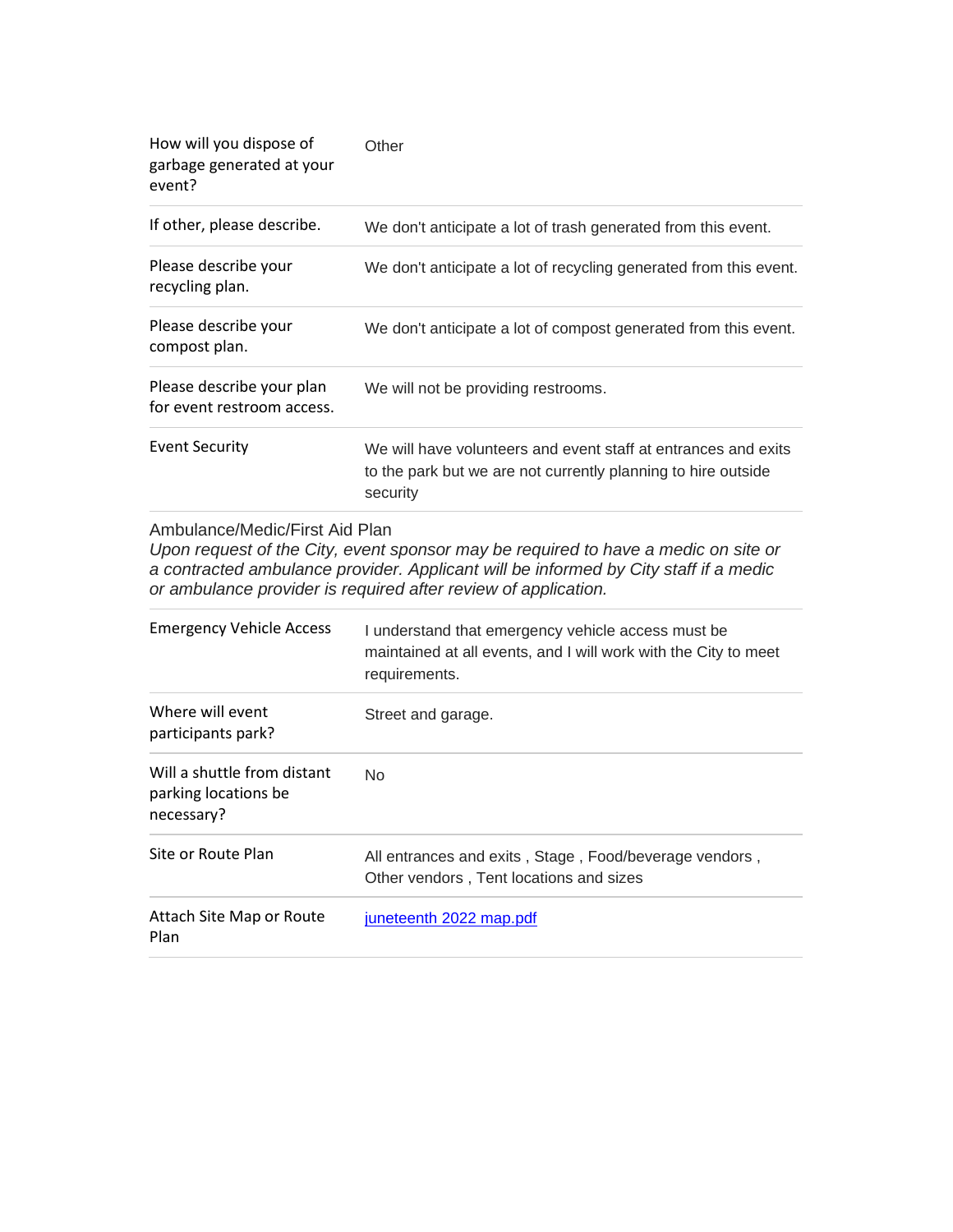| | |
|---|---|
| How will you dispose of garbage generated at your event? | Other |
| If other, please describe. | We don't anticipate a lot of trash generated from this event. |
| Please describe your recycling plan. | We don't anticipate a lot of recycling generated from this event. |
| Please describe your compost plan. | We don't anticipate a lot of compost generated from this event. |
| Please describe your plan for event restroom access. | We will not be providing restrooms. |
| Event Security | We will have volunteers and event staff at entrances and exits to the park but we are not currently planning to hire outside security |

Ambulance/Medic/First Aid Plan

*Upon request of the City, event sponsor may be required to have a medic on site or a contracted ambulance provider. Applicant will be informed by City staff if a medic or ambulance provider is required after review of application.*

| | |
|---|---|
| Emergency Vehicle Access | I understand that emergency vehicle access must be maintained at all events, and I will work with the City to meet requirements. |
| Where will event participants park? | Street and garage. |
| Will a shuttle from distant parking locations be necessary? | No |
| Site or Route Plan | All entrances and exits , Stage , Food/beverage vendors , Other vendors , Tent locations and sizes |
| Attach Site Map or Route Plan | juneteenth 2022 map.pdf |